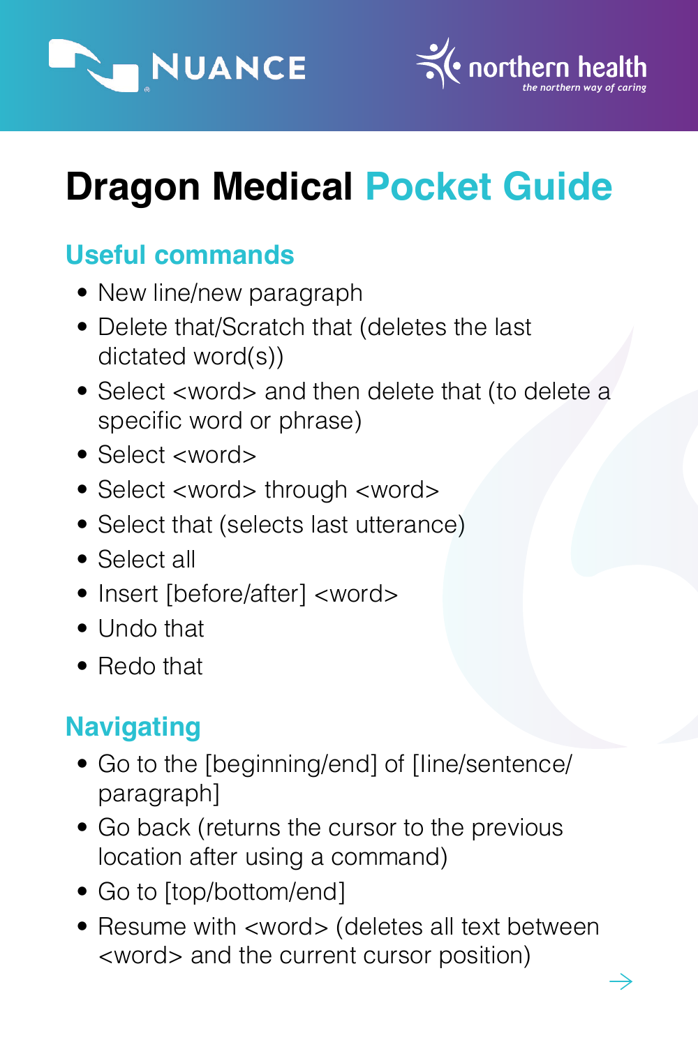# Dragon Medical Pocket Guide

## Useful commands

- New line/new paragraph
- Delete that/Scratch that (deletes the last dictated word(s))
- Select <word> and then delete that (to delete a specific word or phrase)
- Select <word>
- Select <word> through <word>
- Select that (selects last utterance)
- Select all
- Insert [before/after] <word>
- Undo that
- Redo that

## Navigating

- Go to the [beginning/end] of [line/sentence/paragraph]
- Go back (returns the cursor to the previous location after using a command)
- Go to [top/bottom/end]
- Resume with <word> (deletes all text between <word> and the current cursor position)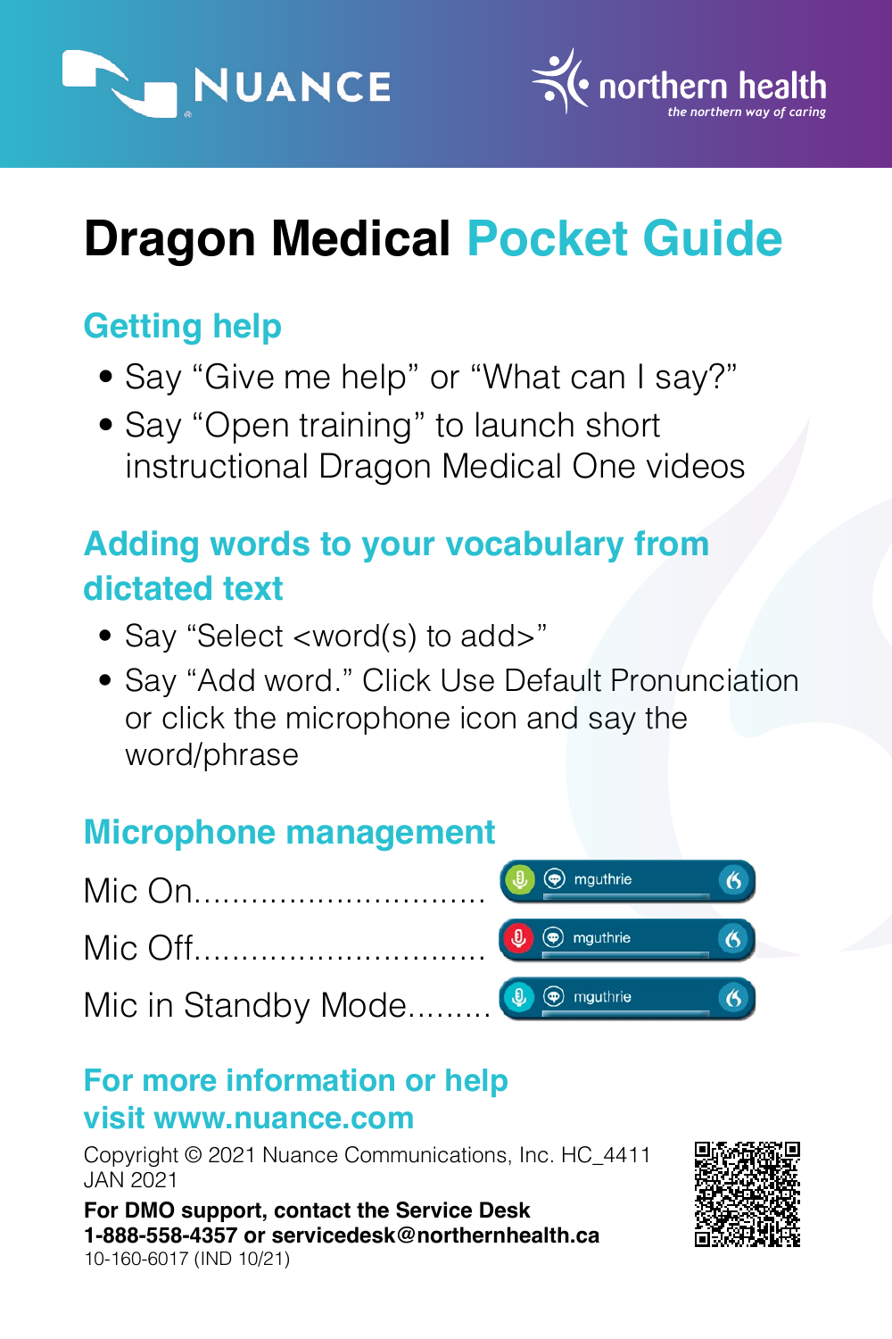NUANCE

northern health
*the northern way of caring*

# Dragon Medical Pocket Guide

## Getting help

- Say “Give me help” or “What can I say?”
- Say “Open training” to launch short instructional Dragon Medical One videos

## Adding words to your vocabulary from dictated text

- Say “Select <word(s) to add>”
- Say “Add word.” Click Use Default Pronunciation or click the microphone icon and say the word/phrase

## Microphone management

Mic On.............................. mguthrie

Mic Off.............................. mguthrie

Mic in Standby Mode......... mguthrie

## For more information or help visit www.nuance.com

Copyright © 2021 Nuance Communications, Inc. HC_4411 JAN 2021

**For DMO support, contact the Service Desk 1-888-558-4357 or servicedesk@northernhealth.ca**

10-160-6017 (IND 10/21)